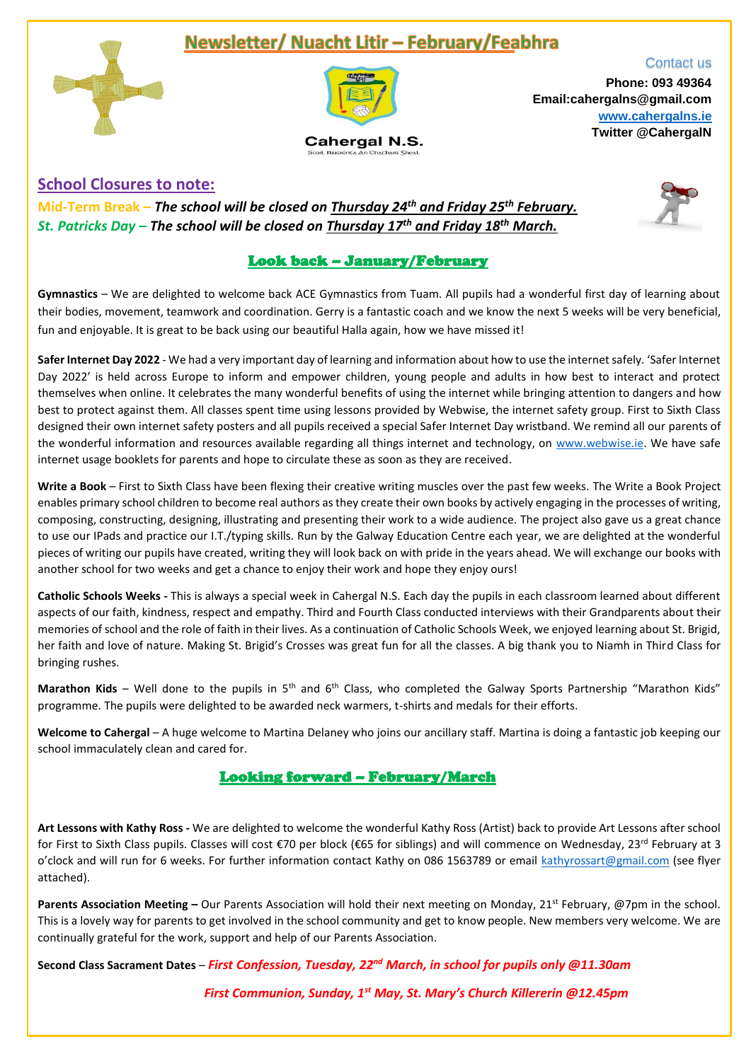# Newsletter/ Nuacht Litir – February/Feabhra

Cahergal N.S.
Scoil Náisiúnta An Chathair Gheal

Contact us
**Phone: 093 49364**
**Email:cahergalns@gmail.com**
**www.cahergalns.ie**
**Twitter @CahergalN**

## School Closures to note:

**Mid-Term Break –** ***The school will be closed on Thursday 24th and Friday 25th February.***
***St. Patricks Day – The school will be closed on Thursday 17th and Friday 18th March.***

## Look back – January/February

**Gymnastics** – We are delighted to welcome back ACE Gymnastics from Tuam. All pupils had a wonderful first day of learning about their bodies, movement, teamwork and coordination. Gerry is a fantastic coach and we know the next 5 weeks will be very beneficial, fun and enjoyable. It is great to be back using our beautiful Halla again, how we have missed it!

**Safer Internet Day 2022** - We had a very important day of learning and information about how to use the internet safely. 'Safer Internet Day 2022' is held across Europe to inform and empower children, young people and adults in how best to interact and protect themselves when online. It celebrates the many wonderful benefits of using the internet while bringing attention to dangers and how best to protect against them. All classes spent time using lessons provided by Webwise, the internet safety group. First to Sixth Class designed their own internet safety posters and all pupils received a special Safer Internet Day wristband. We remind all our parents of the wonderful information and resources available regarding all things internet and technology, on www.webwise.ie. We have safe internet usage booklets for parents and hope to circulate these as soon as they are received.

**Write a Book** – First to Sixth Class have been flexing their creative writing muscles over the past few weeks. The Write a Book Project enables primary school children to become real authors as they create their own books by actively engaging in the processes of writing, composing, constructing, designing, illustrating and presenting their work to a wide audience. The project also gave us a great chance to use our IPads and practice our I.T./typing skills. Run by the Galway Education Centre each year, we are delighted at the wonderful pieces of writing our pupils have created, writing they will look back on with pride in the years ahead. We will exchange our books with another school for two weeks and get a chance to enjoy their work and hope they enjoy ours!

**Catholic Schools Weeks -** This is always a special week in Cahergal N.S. Each day the pupils in each classroom learned about different aspects of our faith, kindness, respect and empathy. Third and Fourth Class conducted interviews with their Grandparents about their memories of school and the role of faith in their lives. As a continuation of Catholic Schools Week, we enjoyed learning about St. Brigid, her faith and love of nature. Making St. Brigid's Crosses was great fun for all the classes. A big thank you to Niamh in Third Class for bringing rushes.

**Marathon Kids** – Well done to the pupils in 5th and 6th Class, who completed the Galway Sports Partnership "Marathon Kids" programme. The pupils were delighted to be awarded neck warmers, t-shirts and medals for their efforts.

**Welcome to Cahergal** – A huge welcome to Martina Delaney who joins our ancillary staff. Martina is doing a fantastic job keeping our school immaculately clean and cared for.

## Looking forward – February/March

**Art Lessons with Kathy Ross -** We are delighted to welcome the wonderful Kathy Ross (Artist) back to provide Art Lessons after school for First to Sixth Class pupils. Classes will cost €70 per block (€65 for siblings) and will commence on Wednesday, 23rd February at 3 o'clock and will run for 6 weeks. For further information contact Kathy on 086 1563789 or email kathyrossart@gmail.com (see flyer attached).

**Parents Association Meeting –** Our Parents Association will hold their next meeting on Monday, 21st February, @7pm in the school. This is a lovely way for parents to get involved in the school community and get to know people. New members very welcome. We are continually grateful for the work, support and help of our Parents Association.

**Second Class Sacrament Dates** – ***First Confession, Tuesday, 22nd March, in school for pupils only @11.30am***

***First Communion, Sunday, 1st May, St. Mary's Church Killererin @12.45pm***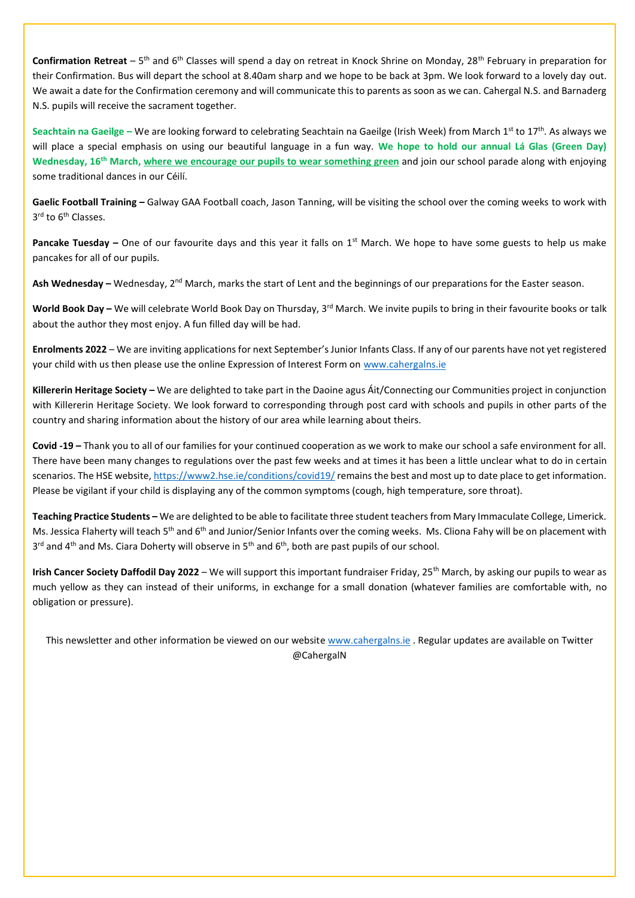**Confirmation Retreat** – 5th and 6th Classes will spend a day on retreat in Knock Shrine on Monday, 28th February in preparation for their Confirmation. Bus will depart the school at 8.40am sharp and we hope to be back at 3pm. We look forward to a lovely day out. We await a date for the Confirmation ceremony and will communicate this to parents as soon as we can. Cahergal N.S. and Barnaderg N.S. pupils will receive the sacrament together.

**Seachtain na Gaeilge –** We are looking forward to celebrating Seachtain na Gaeilge (Irish Week) from March 1st to 17th. As always we will place a special emphasis on using our beautiful language in a fun way. **We hope to hold our annual Lá Glas (Green Day) Wednesday, 16th March, where we encourage our pupils to wear something green** and join our school parade along with enjoying some traditional dances in our Céilí.

**Gaelic Football Training –** Galway GAA Football coach, Jason Tanning, will be visiting the school over the coming weeks to work with 3rd to 6th Classes.

**Pancake Tuesday –** One of our favourite days and this year it falls on 1st March. We hope to have some guests to help us make pancakes for all of our pupils.

**Ash Wednesday –** Wednesday, 2nd March, marks the start of Lent and the beginnings of our preparations for the Easter season.

**World Book Day –** We will celebrate World Book Day on Thursday, 3rd March. We invite pupils to bring in their favourite books or talk about the author they most enjoy. A fun filled day will be had.

**Enrolments 2022** – We are inviting applications for next September's Junior Infants Class. If any of our parents have not yet registered your child with us then please use the online Expression of Interest Form on www.cahergalns.ie

**Killererin Heritage Society –** We are delighted to take part in the Daoine agus Áit/Connecting our Communities project in conjunction with Killererin Heritage Society. We look forward to corresponding through post card with schools and pupils in other parts of the country and sharing information about the history of our area while learning about theirs.

**Covid -19 –** Thank you to all of our families for your continued cooperation as we work to make our school a safe environment for all. There have been many changes to regulations over the past few weeks and at times it has been a little unclear what to do in certain scenarios. The HSE website, https://www2.hse.ie/conditions/covid19/ remains the best and most up to date place to get information. Please be vigilant if your child is displaying any of the common symptoms (cough, high temperature, sore throat).

**Teaching Practice Students –** We are delighted to be able to facilitate three student teachers from Mary Immaculate College, Limerick. Ms. Jessica Flaherty will teach 5th and 6th and Junior/Senior Infants over the coming weeks. Ms. Cliona Fahy will be on placement with 3rd and 4th and Ms. Ciara Doherty will observe in 5th and 6th, both are past pupils of our school.

**Irish Cancer Society Daffodil Day 2022** – We will support this important fundraiser Friday, 25th March, by asking our pupils to wear as much yellow as they can instead of their uniforms, in exchange for a small donation (whatever families are comfortable with, no obligation or pressure).

This newsletter and other information be viewed on our website www.cahergalns.ie . Regular updates are available on Twitter @CahergalN